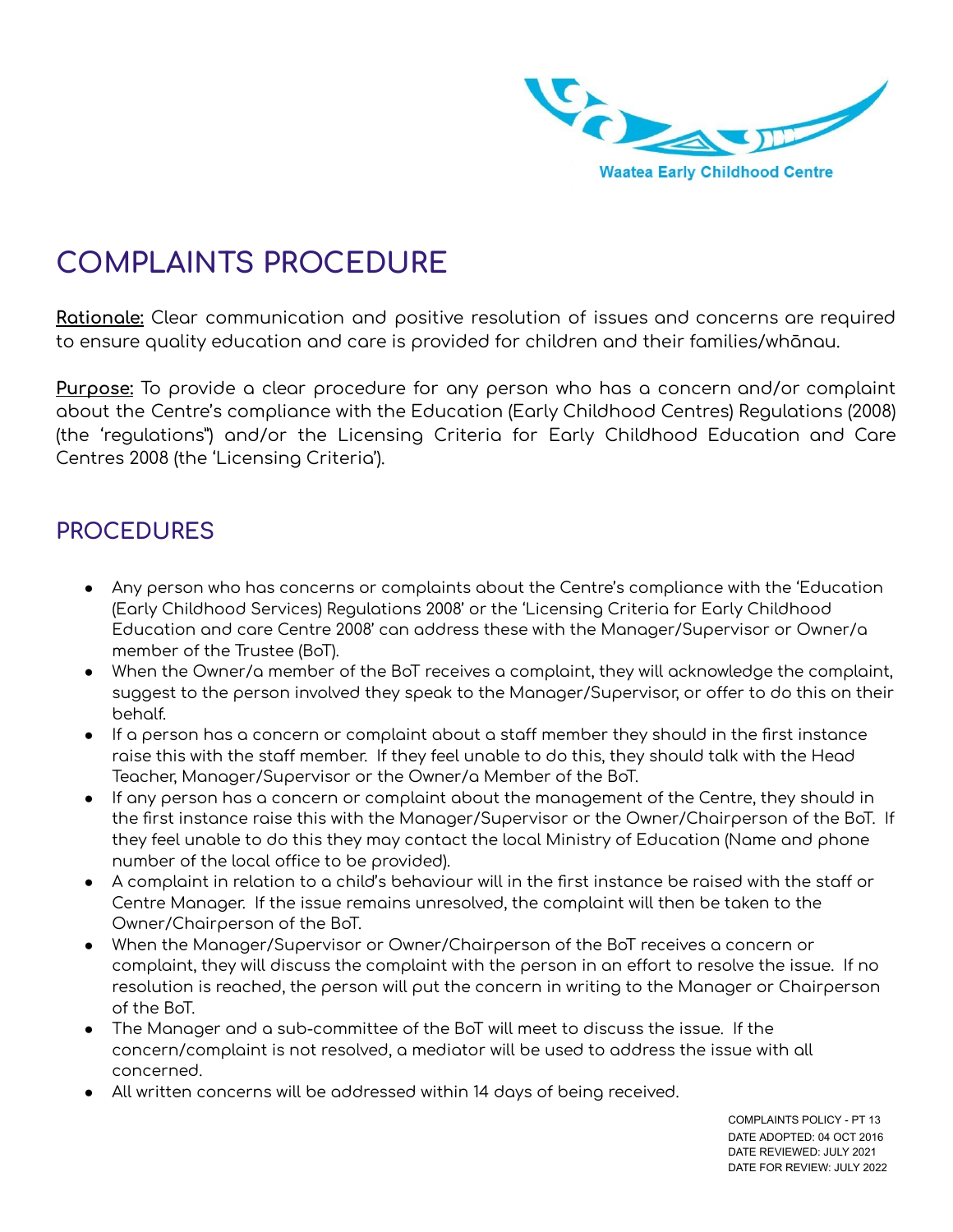Waatea Early Childhood Centre

# COMPLAINTS PROCEDURE

**Rationale:** Clear communication and positive resolution of issues and concerns are required to ensure quality education and care is provided for children and their families/whānau.

**Purpose:** To provide a clear procedure for any person who has a concern and/or complaint about the Centre's compliance with the Education (Early Childhood Centres) Regulations (2008) (the 'regulations") and/or the Licensing Criteria for Early Childhood Education and Care Centres 2008 (the 'Licensing Criteria').

## PROCEDURES

- Any person who has concerns or complaints about the Centre's compliance with the 'Education (Early Childhood Services) Regulations 2008' or the 'Licensing Criteria for Early Childhood Education and care Centre 2008' can address these with the Manager/Supervisor or Owner/a member of the Trustee (BoT).
- When the Owner/a member of the BoT receives a complaint, they will acknowledge the complaint, suggest to the person involved they speak to the Manager/Supervisor, or offer to do this on their behalf.
- If a person has a concern or complaint about a staff member they should in the first instance raise this with the staff member. If they feel unable to do this, they should talk with the Head Teacher, Manager/Supervisor or the Owner/a Member of the BoT.
- If any person has a concern or complaint about the management of the Centre, they should in the first instance raise this with the Manager/Supervisor or the Owner/Chairperson of the BoT. If they feel unable to do this they may contact the local Ministry of Education (Name and phone number of the local office to be provided).
- A complaint in relation to a child's behaviour will in the first instance be raised with the staff or Centre Manager. If the issue remains unresolved, the complaint will then be taken to the Owner/Chairperson of the BoT.
- When the Manager/Supervisor or Owner/Chairperson of the BoT receives a concern or complaint, they will discuss the complaint with the person in an effort to resolve the issue. If no resolution is reached, the person will put the concern in writing to the Manager or Chairperson of the BoT.
- The Manager and a sub-committee of the BoT will meet to discuss the issue. If the concern/complaint is not resolved, a mediator will be used to address the issue with all concerned.
- All written concerns will be addressed within 14 days of being received.

COMPLAINTS POLICY - PT 13
DATE ADOPTED: 04 OCT 2016
DATE REVIEWED: JULY 2021
DATE FOR REVIEW: JULY 2022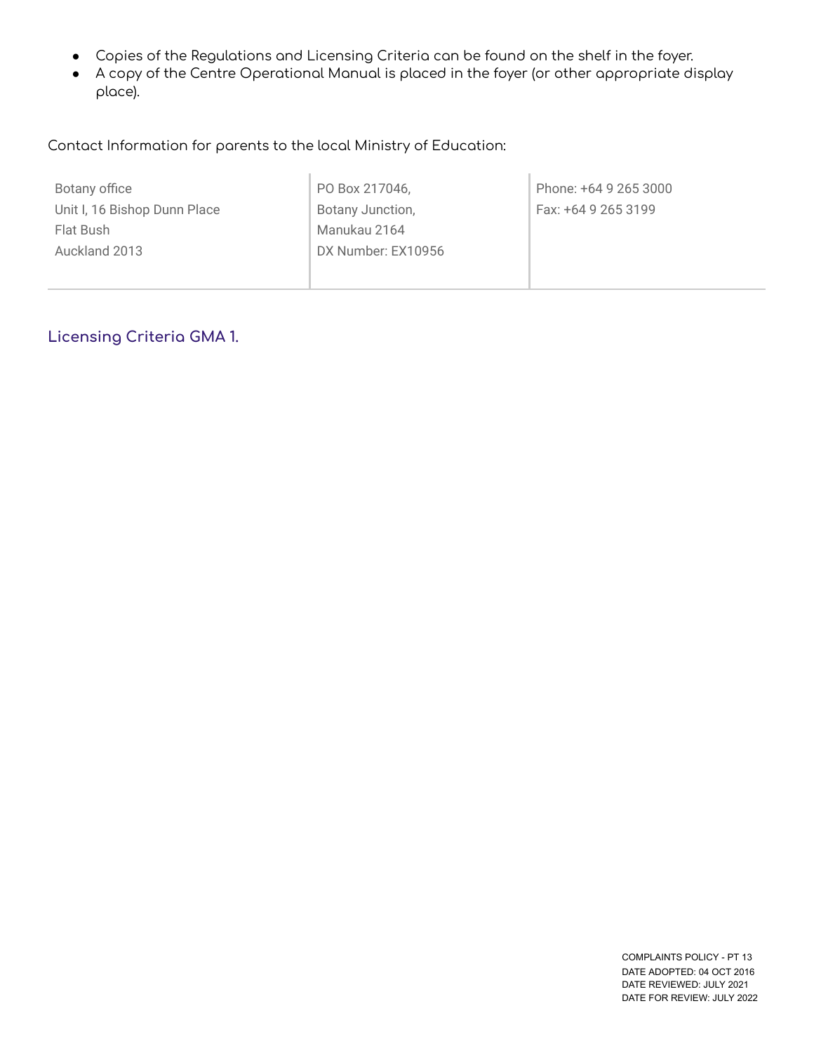- Copies of the Regulations and Licensing Criteria can be found on the shelf in the foyer.
- A copy of the Centre Operational Manual is placed in the foyer (or other appropriate display place).

Contact Information for parents to the local Ministry of Education:

| | | |
|---|---|---|
| Botany office<br>Unit I, 16 Bishop Dunn Place<br>Flat Bush<br>Auckland 2013 | PO Box 217046,<br>Botany Junction,<br>Manukau 2164<br>DX Number: EX10956 | Phone: +64 9 265 3000<br>Fax: +64 9 265 3199 |

## Licensing Criteria GMA 1.

COMPLAINTS POLICY - PT 13
DATE ADOPTED: 04 OCT 2016
DATE REVIEWED: JULY 2021
DATE FOR REVIEW: JULY 2022